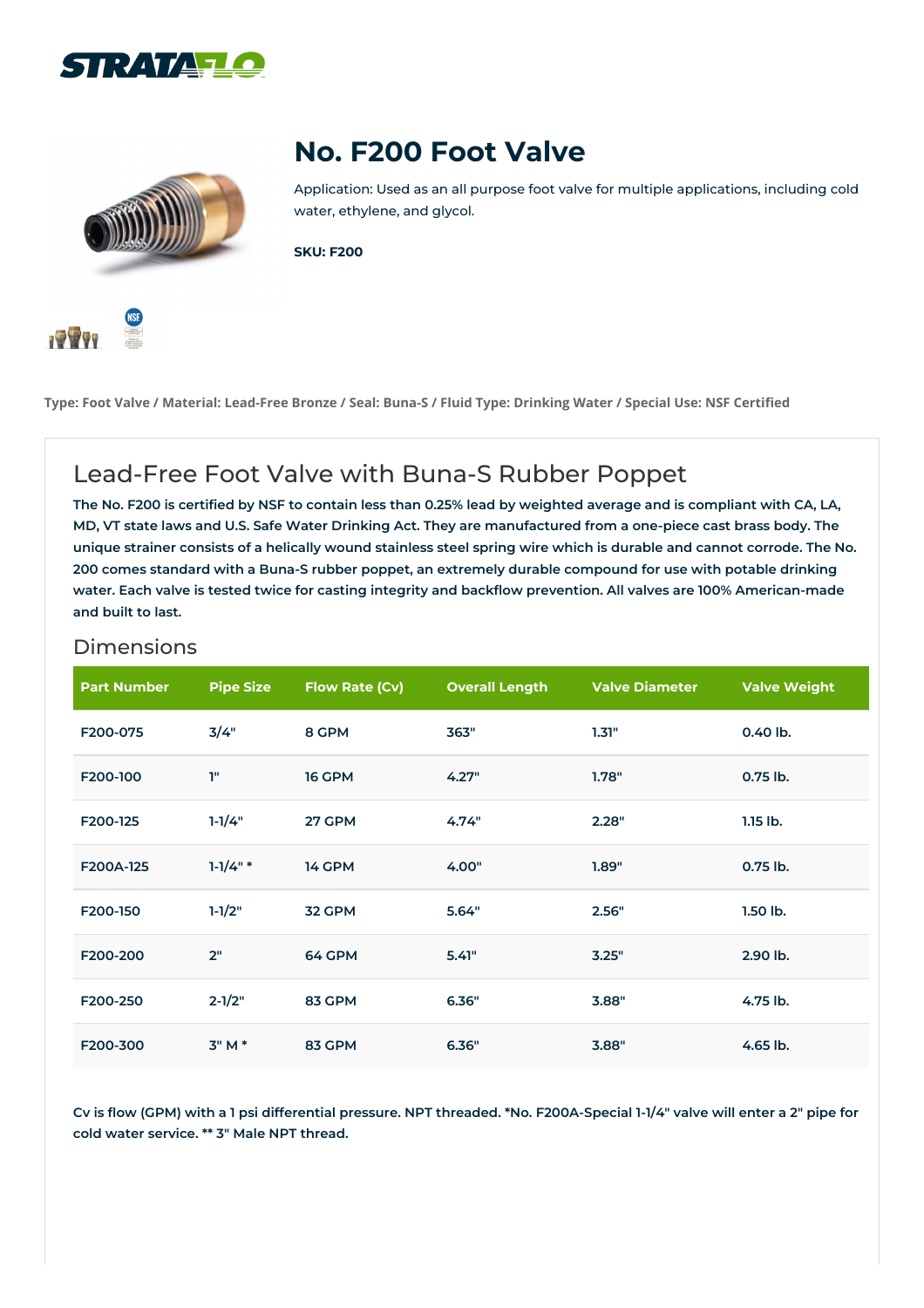# No. F200 Foot Valve

Application: Used as an all purpose foot valve for multiple applications, including cold water, ethylene, and glycol.

**SKU: F200**

**Type: Foot Valve / Material: Lead-Free Bronze / Seal: Buna-S / Fluid Type: Drinking Water / Special Use: NSF Certified**

## Lead-Free Foot Valve with Buna-S Rubber Poppet

**The No. F200 is certified by NSF to contain less than 0.25% lead by weighted average and is compliant with CA, LA, MD, VT state laws and U.S. Safe Water Drinking Act. They are manufactured from a one-piece cast brass body. The unique strainer consists of a helically wound stainless steel spring wire which is durable and cannot corrode. The No. 200 comes standard with a Buna-S rubber poppet, an extremely durable compound for use with potable drinking water. Each valve is tested twice for casting integrity and backflow prevention. All valves are 100% American-made and built to last.**

### Dimensions

| Part Number | Pipe Size | Flow Rate (Cv) | Overall Length | Valve Diameter | Valve Weight |
|---|---|---|---|---|---|
| F200-075 | 3/4" | 8 GPM | 363" | 1.31" | 0.40 lb. |
| F200-100 | 1" | 16 GPM | 4.27" | 1.78" | 0.75 lb. |
| F200-125 | 1-1/4" | 27 GPM | 4.74" | 2.28" | 1.15 lb. |
| F200A-125 | 1-1/4" * | 14 GPM | 4.00" | 1.89" | 0.75 lb. |
| F200-150 | 1-1/2" | 32 GPM | 5.64" | 2.56" | 1.50 lb. |
| F200-200 | 2" | 64 GPM | 5.41" | 3.25" | 2.90 lb. |
| F200-250 | 2-1/2" | 83 GPM | 6.36" | 3.88" | 4.75 lb. |
| F200-300 | 3" M * | 83 GPM | 6.36" | 3.88" | 4.65 lb. |

**Cv is flow (GPM) with a 1 psi differential pressure. NPT threaded. *No. F200A-Special 1-1/4" valve will enter a 2" pipe for cold water service. ** 3" Male NPT thread.**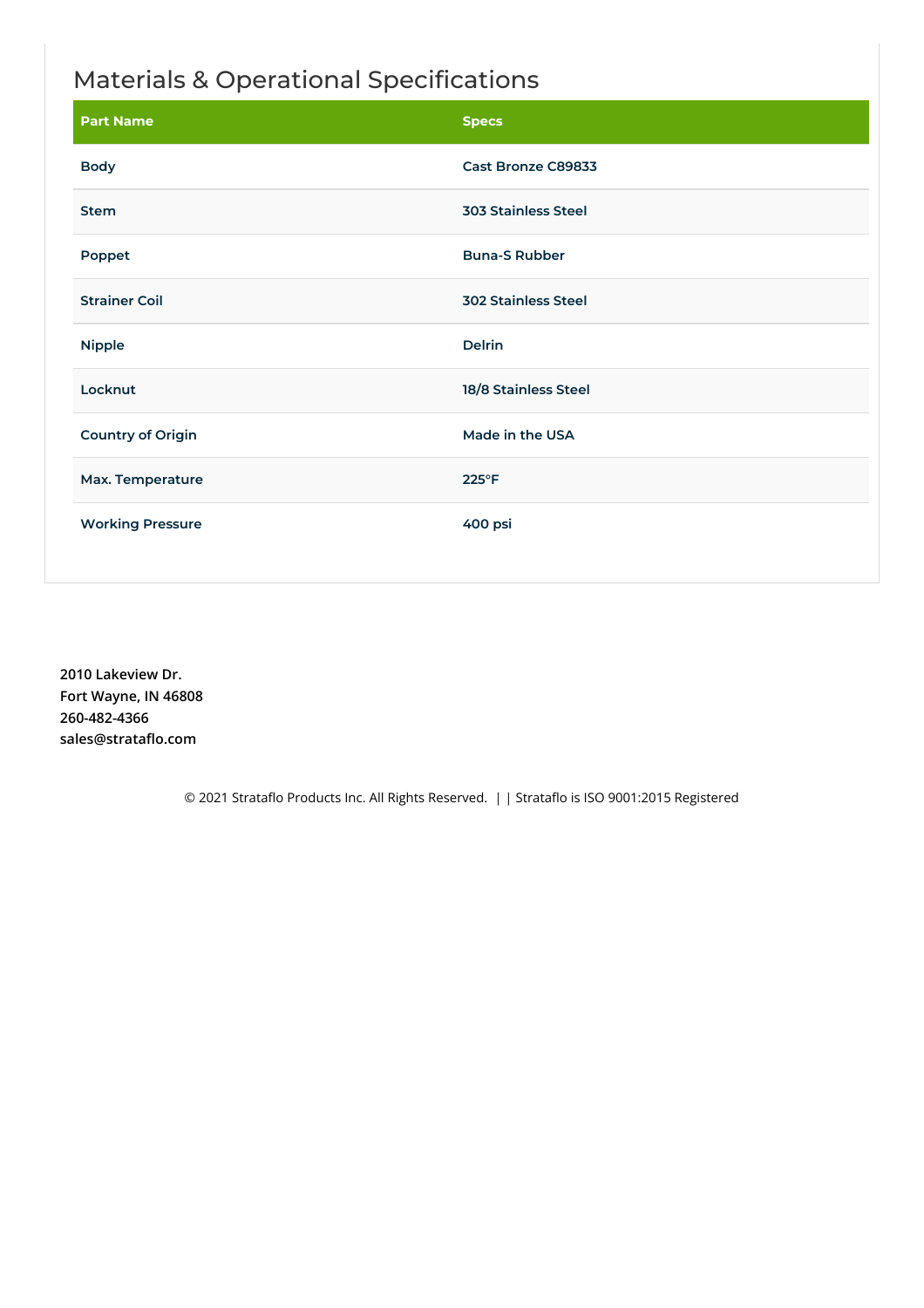## Materials & Operational Specifications

| Part Name | Specs |
|---|---|
| Body | Cast Bronze C89833 |
| Stem | 303 Stainless Steel |
| Poppet | Buna-S Rubber |
| Strainer Coil | 302 Stainless Steel |
| Nipple | Delrin |
| Locknut | 18/8 Stainless Steel |
| Country of Origin | Made in the USA |
| Max. Temperature | 225°F |
| Working Pressure | 400 psi |

**2010 Lakeview Dr.**
**Fort Wayne, IN 46808**
**260-482-4366**
**sales@strataflo.com**

© 2021 Strataflo Products Inc. All Rights Reserved. | | Strataflo is ISO 9001:2015 Registered